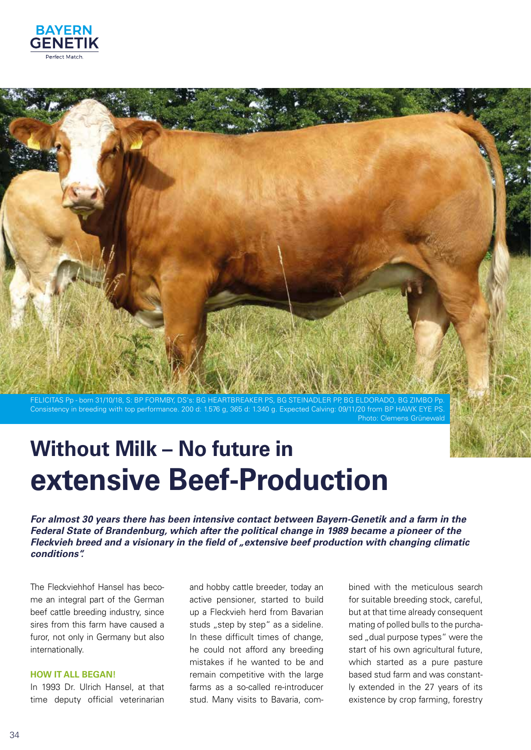BAYERN GENETIK

Perfect Match.

FELICITAS Pp - born 31/10/18, S: BP FORMBY, DS's: BG HEARTBREAKER PS, BG STEINADLER PP, BG ELDORADO, BG ZIMBO Pp. Consistency in breeding with top performance. 200 d: 1.576 g, 365 d: 1.340 g. Expected Calving: 09/11/20 from BP HAWK EYE PS.
Photo: Clemens Grünewald

# Without Milk – No future in extensive Beef-Production

***For almost 30 years there has been intensive contact between Bayern-Genetik and a farm in the Federal State of Brandenburg, which after the political change in 1989 became a pioneer of the Fleckvieh breed and a visionary in the field of „extensive beef production with changing climatic conditions".***

The Fleckviehhof Hansel has become an integral part of the German beef cattle breeding industry, since sires from this farm have caused a furor, not only in Germany but also internationally.

## HOW IT ALL BEGAN!

In 1993 Dr. Ulrich Hansel, at that time deputy official veterinarian and hobby cattle breeder, today an active pensioner, started to build up a Fleckvieh herd from Bavarian studs „step by step" as a sideline. In these difficult times of change, he could not afford any breeding mistakes if he wanted to be and remain competitive with the large farms as a so-called re-introducer stud. Many visits to Bavaria, combined with the meticulous search for suitable breeding stock, careful, but at that time already consequent mating of polled bulls to the purchased „dual purpose types" were the start of his own agricultural future, which started as a pure pasture based stud farm and was constantly extended in the 27 years of its existence by crop farming, forestry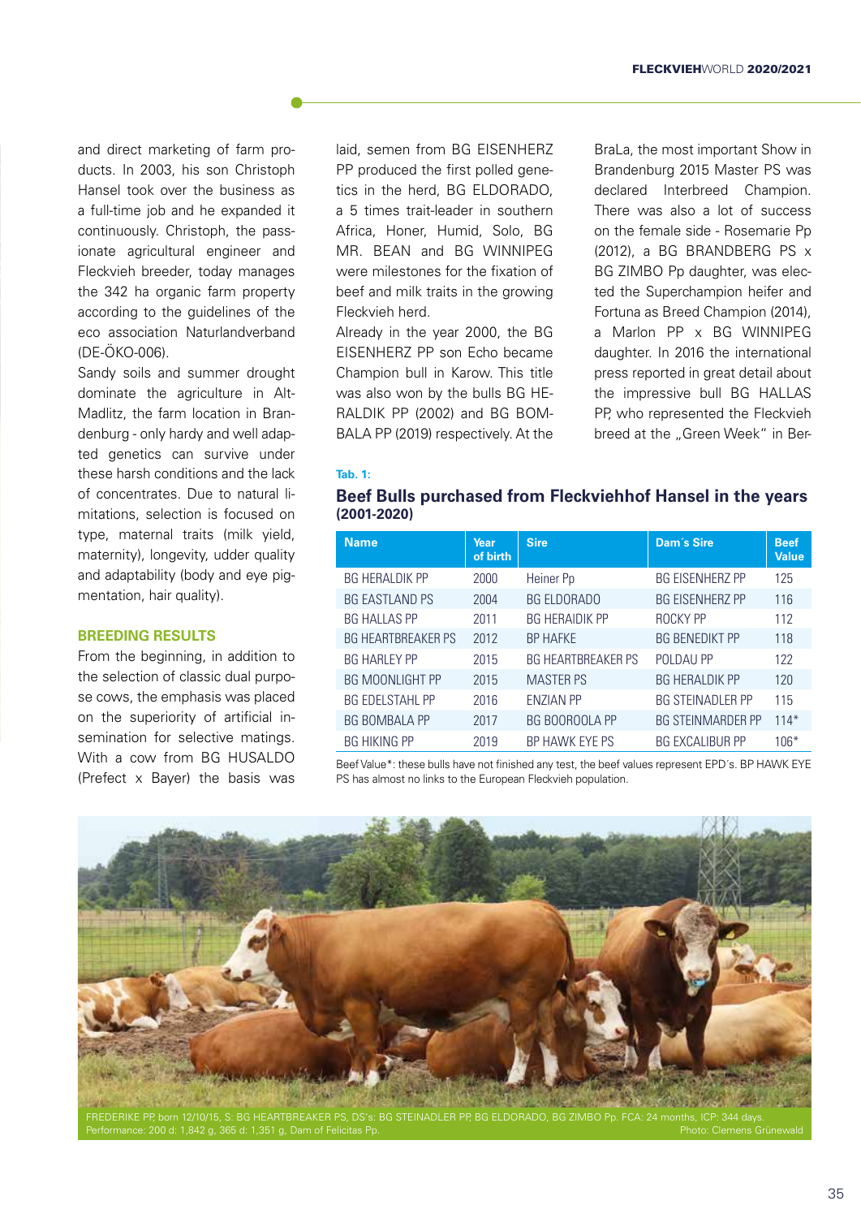and direct marketing of farm products. In 2003, his son Christoph Hansel took over the business as a full-time job and he expanded it continuously. Christoph, the passionate agricultural engineer and Fleckvieh breeder, today manages the 342 ha organic farm property according to the guidelines of the eco association Naturlandverband (DE-ÖKO-006).

Sandy soils and summer drought dominate the agriculture in Alt-Madlitz, the farm location in Brandenburg - only hardy and well adapted genetics can survive under these harsh conditions and the lack of concentrates. Due to natural limitations, selection is focused on type, maternal traits (milk yield, maternity), longevity, udder quality and adaptability (body and eye pigmentation, hair quality).

### BREEDING RESULTS

From the beginning, in addition to the selection of classic dual purpose cows, the emphasis was placed on the superiority of artificial insemination for selective matings. With a cow from BG HUSALDO (Prefect x Bayer) the basis was laid, semen from BG EISENHERZ PP produced the first polled genetics in the herd, BG ELDORADO, a 5 times trait-leader in southern Africa, Honer, Humid, Solo, BG MR. BEAN and BG WINNIPEG were milestones for the fixation of beef and milk traits in the growing Fleckvieh herd.

Already in the year 2000, the BG EISENHERZ PP son Echo became Champion bull in Karow. This title was also won by the bulls BG HERALDIK PP (2002) and BG BOMBALA PP (2019) respectively. At the BraLa, the most important Show in Brandenburg 2015 Master PS was declared Interbreed Champion. There was also a lot of success on the female side - Rosemarie Pp (2012), a BG BRANDBERG PS x BG ZIMBO Pp daughter, was elected the Superchampion heifer and Fortuna as Breed Champion (2014), a Marlon PP x BG WINNIPEG daughter. In 2016 the international press reported in great detail about the impressive bull BG HALLAS PP, who represented the Fleckvieh breed at the „Green Week" in Ber-

**Tab. 1:**

**Beef Bulls purchased from Fleckviehhof Hansel in the years (2001-2020)**

| Name | Year of birth | Sire | Dam´s Sire | Beef Value |
|---|---|---|---|---|
| BG HERALDIK PP | 2000 | Heiner Pp | BG EISENHERZ PP | 125 |
| BG EASTLAND PS | 2004 | BG ELDORADO | BG EISENHERZ PP | 116 |
| BG HALLAS PP | 2011 | BG HERAIDIK PP | ROCKY PP | 112 |
| BG HEARTBREAKER PS | 2012 | BP HAFKE | BG BENEDIKT PP | 118 |
| BG HARLEY PP | 2015 | BG HEARTBREAKER PS | POLDAU PP | 122 |
| BG MOONLIGHT PP | 2015 | MASTER PS | BG HERALDIK PP | 120 |
| BG EDELSTAHL PP | 2016 | ENZIAN PP | BG STEINADLER PP | 115 |
| BG BOMBALA PP | 2017 | BG BOOROOLA PP | BG STEINMARDER PP | 114* |
| BG HIKING PP | 2019 | BP HAWK EYE PS | BG EXCALIBUR PP | 106* |

Beef Value*: these bulls have not finished any test, the beef values represent EPD´s. BP HAWK EYE PS has almost no links to the European Fleckvieh population.

FREDERIKE PP, born 12/10/15, S: BG HEARTBREAKER PS, DS's: BG STEINADLER PP, BG ELDORADO, BG ZIMBO Pp. FCA: 24 months, ICP: 344 days. Performance: 200 d: 1,842 g, 365 d: 1,351 g, Dam of Felicitas Pp. Photo: Clemens Grünewald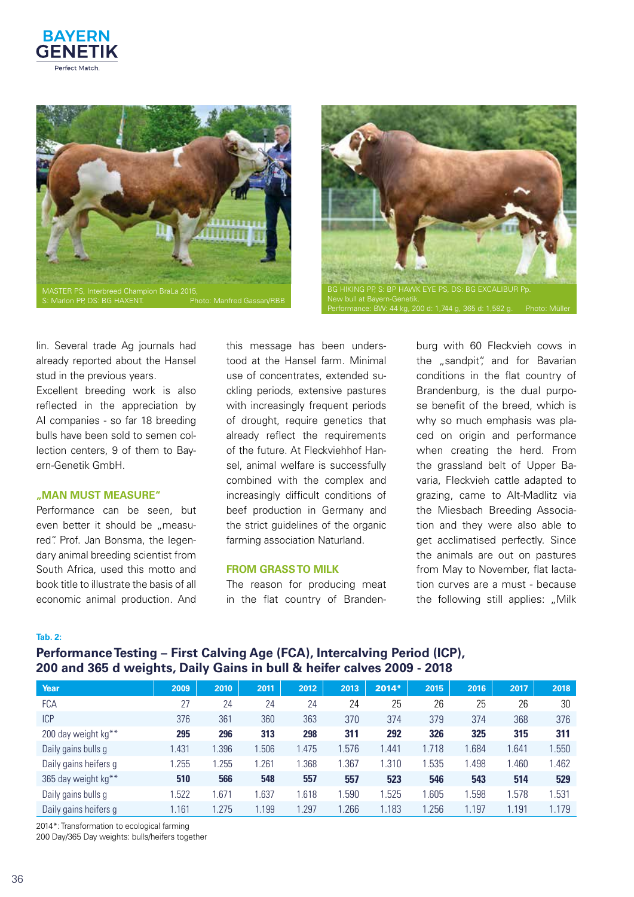MASTER PS, Interbreed Champion BraLa 2015, S: Marlon PP, DS: BG HAXENT. Photo: Manfred Gassan/RBB

BG HIKING PP, S: BP HAWK EYE PS, DS: BG EXCALIBUR Pp. New bull at Bayern-Genetik. Performance: BW: 44 kg, 200 d: 1,744 g, 365 d: 1,582 g. Photo: Müller

lin. Several trade Ag journals had already reported about the Hansel stud in the previous years.

Excellent breeding work is also reflected in the appreciation by AI companies - so far 18 breeding bulls have been sold to semen collection centers, 9 of them to Bayern-Genetik GmbH.

### „MAN MUST MEASURE"

Performance can be seen, but even better it should be „measured". Prof. Jan Bonsma, the legendary animal breeding scientist from South Africa, used this motto and book title to illustrate the basis of all economic animal production. And this message has been understood at the Hansel farm. Minimal use of concentrates, extended suckling periods, extensive pastures with increasingly frequent periods of drought, require genetics that already reflect the requirements of the future. At Fleckviehhof Hansel, animal welfare is successfully combined with the complex and increasingly difficult conditions of beef production in Germany and the strict guidelines of the organic farming association Naturland.

### FROM GRASS TO MILK

The reason for producing meat in the flat country of Brandenburg with 60 Fleckvieh cows in the „sandpit", and for Bavarian conditions in the flat country of Brandenburg, is the dual purpose benefit of the breed, which is why so much emphasis was placed on origin and performance when creating the herd. From the grassland belt of Upper Bavaria, Fleckvieh cattle adapted to grazing, came to Alt-Madlitz via the Miesbach Breeding Association and they were also able to get acclimatised perfectly. Since the animals are out on pastures from May to November, flat lactation curves are a must - because the following still applies: „Milk

**Tab. 2:**

**Performance Testing – First Calving Age (FCA), Intercalving Period (ICP), 200 and 365 d weights, Daily Gains in bull & heifer calves 2009 - 2018**

| Year | 2009 | 2010 | 2011 | 2012 | 2013 | 2014* | 2015 | 2016 | 2017 | 2018 |
|---|---|---|---|---|---|---|---|---|---|---|
| FCA | 27 | 24 | 24 | 24 | 24 | 25 | 26 | 25 | 26 | 30 |
| ICP | 376 | 361 | 360 | 363 | 370 | 374 | 379 | 374 | 368 | 376 |
| 200 day weight kg** | **295** | **296** | **313** | **298** | **311** | **292** | **326** | **325** | **315** | **311** |
| Daily gains bulls g | 1.431 | 1.396 | 1.506 | 1.475 | 1.576 | 1.441 | 1.718 | 1.684 | 1.641 | 1.550 |
| Daily gains heifers g | 1.255 | 1.255 | 1.261 | 1.368 | 1.367 | 1.310 | 1.535 | 1.498 | 1.460 | 1.462 |
| 365 day weight kg** | **510** | **566** | **548** | **557** | **557** | **523** | **546** | **543** | **514** | **529** |
| Daily gains bulls g | 1.522 | 1.671 | 1.637 | 1.618 | 1.590 | 1.525 | 1.605 | 1.598 | 1.578 | 1.531 |
| Daily gains heifers g | 1.161 | 1.275 | 1.199 | 1.297 | 1.266 | 1.183 | 1.256 | 1.197 | 1.191 | 1.179 |

2014*: Transformation to ecological farming
200 Day/365 Day weights: bulls/heifers together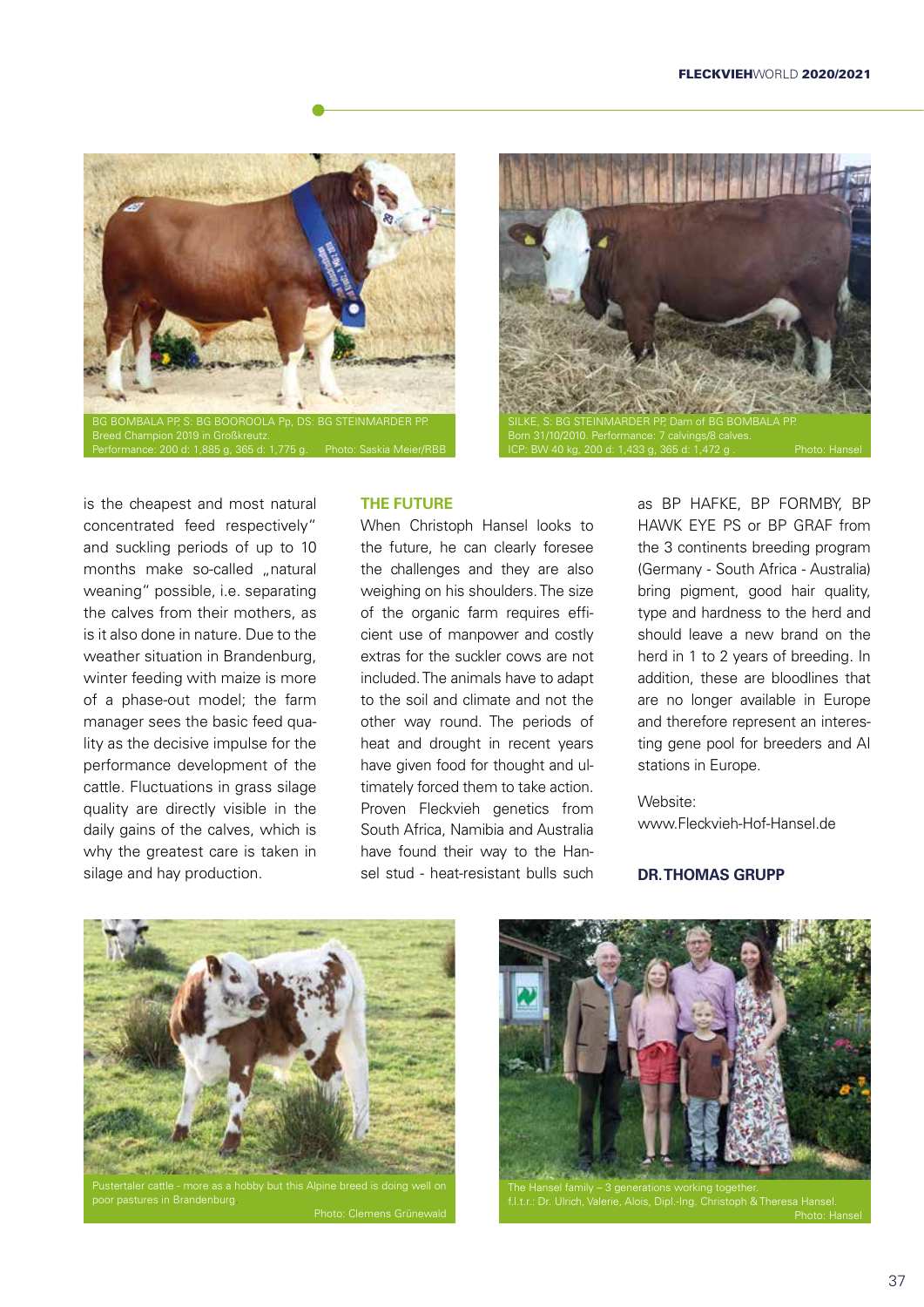BG BOMBALA PP, S: BG BOOROOLA Pp, DS: BG STEINMARDER PP.
Breed Champion 2019 in Großkreutz.
Performance: 200 d: 1,885 g, 365 d: 1,775 g. Photo: Saskia Meier/RBB

SILKE, S: BG STEINMARDER PP, Dam of BG BOMBALA PP.
Born 31/10/2010. Performance: 7 calvings/8 calves.
ICP: BW 40 kg, 200 d: 1,433 g, 365 d: 1,472 g . Photo: Hansel

is the cheapest and most natural concentrated feed respectively" and suckling periods of up to 10 months make so-called „natural weaning" possible, i.e. separating the calves from their mothers, as is it also done in nature. Due to the weather situation in Brandenburg, winter feeding with maize is more of a phase-out model; the farm manager sees the basic feed quality as the decisive impulse for the performance development of the cattle. Fluctuations in grass silage quality are directly visible in the daily gains of the calves, which is why the greatest care is taken in silage and hay production.

## THE FUTURE

When Christoph Hansel looks to the future, he can clearly foresee the challenges and they are also weighing on his shoulders. The size of the organic farm requires efficient use of manpower and costly extras for the suckler cows are not included. The animals have to adapt to the soil and climate and not the other way round. The periods of heat and drought in recent years have given food for thought and ultimately forced them to take action. Proven Fleckvieh genetics from South Africa, Namibia and Australia have found their way to the Hansel stud - heat-resistant bulls such as BP HAFKE, BP FORMBY, BP HAWK EYE PS or BP GRAF from the 3 continents breeding program (Germany - South Africa - Australia) bring pigment, good hair quality, type and hardness to the herd and should leave a new brand on the herd in 1 to 2 years of breeding. In addition, these are bloodlines that are no longer available in Europe and therefore represent an interesting gene pool for breeders and AI stations in Europe.

Website:
www.Fleckvieh-Hof-Hansel.de

**DR. THOMAS GRUPP**

Pustertaler cattle - more as a hobby but this Alpine breed is doing well on poor pastures in Brandenburg.
Photo: Clemens Grünewald

The Hansel family – 3 generations working together.
f.l.t.r.: Dr. Ulrich, Valerie, Alois, Dipl.-Ing. Christoph & Theresa Hansel.
Photo: Hansel